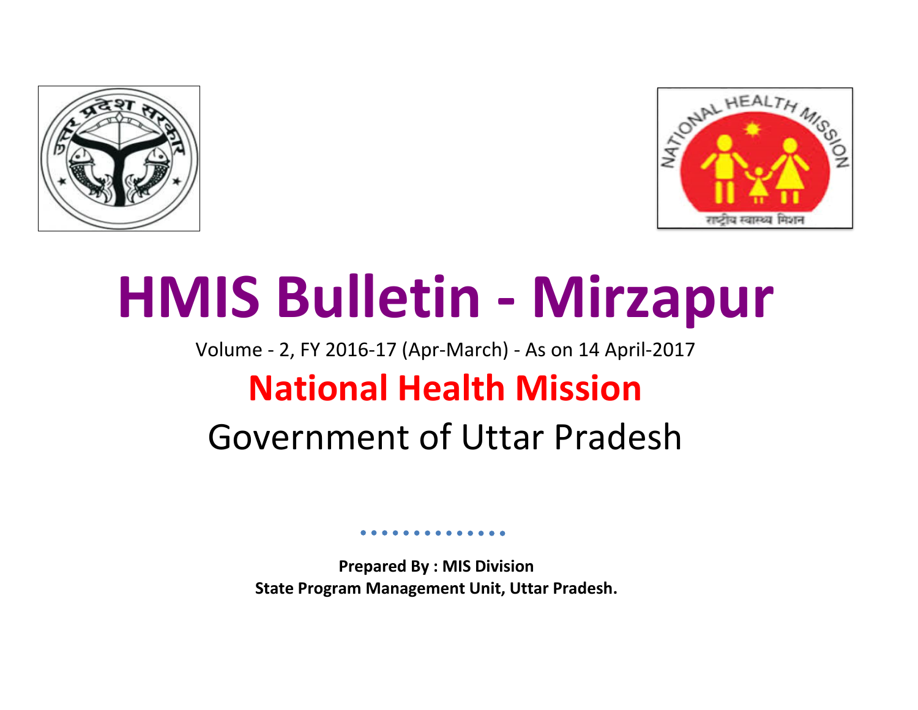# HMIS Bulletin - Mirzapur

Volume - 2, FY 2016-17 (Apr-March) - As on 14 April-2017

## National Health Mission

Government of Uttar Pradesh

**Prepared By : MIS Division**
**State Program Management Unit, Uttar Pradesh.**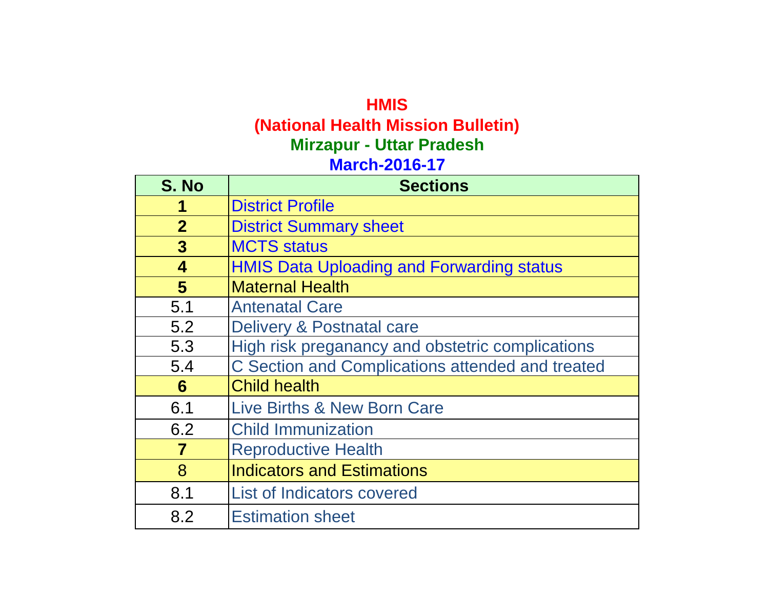# HMIS

## (National Health Mission Bulletin)

## Mirzapur - Uttar Pradesh

## March-2016-17

| S. No | Sections |
|---|---|
| **1** | District Profile |
| **2** | District Summary sheet |
| **3** | MCTS status |
| **4** | HMIS Data Uploading and Forwarding status |
| **5** | Maternal Health |
| 5.1 | Antenatal Care |
| 5.2 | Delivery & Postnatal care |
| 5.3 | High risk preganancy and obstetric complications |
| 5.4 | C Section and Complications attended and treated |
| **6** | Child health |
| 6.1 | Live Births & New Born Care |
| 6.2 | Child Immunization |
| **7** | Reproductive Health |
| 8 | Indicators and Estimations |
| 8.1 | List of Indicators covered |
| 8.2 | Estimation sheet |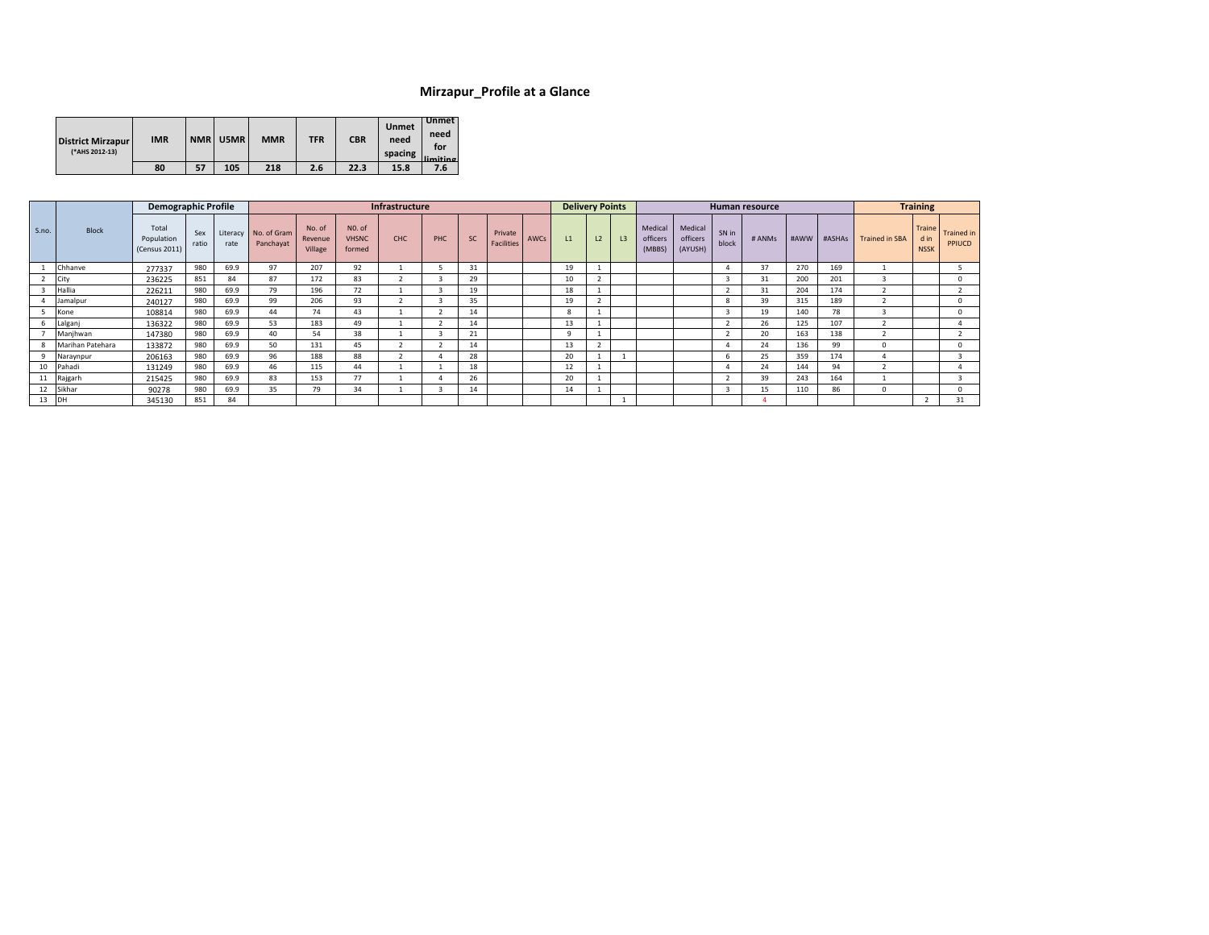# Mirzapur_Profile at a Glance

| District Mirzapur (*AHS 2012-13) | IMR | NMR | U5MR | MMR | TFR | CBR | Unmet need spacing | Unmet need for limiting |
|---|---|---|---|---|---|---|---|---|
| | 80 | 57 | 105 | 218 | 2.6 | 22.3 | 15.8 | 7.6 |

| | | Demographic Profile | | | Infrastructure | | | | | | | | Delivery Points | | | Human resource | | | | | | Training | | |
|---|---|---|---|---|---|---|---|---|---|---|---|---|---|---|---|---|---|---|---|---|---|---|---|---|
| S.no. | Block | Total Population (Census 2011) | Sex ratio | Literacy rate | No. of Gram Panchayat | No. of Revenue Village | N0. of VHSNC formed | CHC | PHC | SC | Private Facilities | AWCs | L1 | L2 | L3 | Medical officers (MBBS) | Medical officers (AYUSH) | SN in block | # ANMs | #AWW | #ASHAs | Trained in SBA | Trained in NSSK | Trained in PPIUCD |
| 1 | Chhanve | 277337 | 980 | 69.9 | 97 | 207 | 92 | 1 | 5 | 31 | | | 19 | 1 | | | | 4 | 37 | 270 | 169 | 1 | | 5 |
| 2 | City | 236225 | 851 | 84 | 87 | 172 | 83 | 2 | 3 | 29 | | | 10 | 2 | | | | 3 | 31 | 200 | 201 | 3 | | 0 |
| 3 | Hallia | 226211 | 980 | 69.9 | 79 | 196 | 72 | 1 | 3 | 19 | | | 18 | 1 | | | | 2 | 31 | 204 | 174 | 2 | | 2 |
| 4 | Jamalpur | 240127 | 980 | 69.9 | 99 | 206 | 93 | 2 | 3 | 35 | | | 19 | 2 | | | | 8 | 39 | 315 | 189 | 2 | | 0 |
| 5 | Kone | 108814 | 980 | 69.9 | 44 | 74 | 43 | 1 | 2 | 14 | | | 8 | 1 | | | | 3 | 19 | 140 | 78 | 3 | | 0 |
| 6 | Lalganj | 136322 | 980 | 69.9 | 53 | 183 | 49 | 1 | 2 | 14 | | | 13 | 1 | | | | 2 | 26 | 125 | 107 | 2 | | 4 |
| 7 | Manjhwan | 147380 | 980 | 69.9 | 40 | 54 | 38 | 1 | 3 | 21 | | | 9 | 1 | | | | 2 | 20 | 163 | 138 | 2 | | 2 |
| 8 | Marihan Patehara | 133872 | 980 | 69.9 | 50 | 131 | 45 | 2 | 2 | 14 | | | 13 | 2 | | | | 4 | 24 | 136 | 99 | 0 | | 0 |
| 9 | Naraynpur | 206163 | 980 | 69.9 | 96 | 188 | 88 | 2 | 4 | 28 | | | 20 | 1 | 1 | | | 6 | 25 | 359 | 174 | 4 | | 3 |
| 10 | Pahadi | 131249 | 980 | 69.9 | 46 | 115 | 44 | 1 | 1 | 18 | | | 12 | 1 | | | | 4 | 24 | 144 | 94 | 2 | | 4 |
| 11 | Rajgarh | 215425 | 980 | 69.9 | 83 | 153 | 77 | 1 | 4 | 26 | | | 20 | 1 | | | | 2 | 39 | 243 | 164 | 1 | | 3 |
| 12 | Sikhar | 90278 | 980 | 69.9 | 35 | 79 | 34 | 1 | 3 | 14 | | | 14 | 1 | | | | 3 | 15 | 110 | 86 | 0 | | 0 |
| 13 | DH | 345130 | 851 | 84 | | | | | | | | | | | 1 | | | | 4 | | | | 2 | 31 |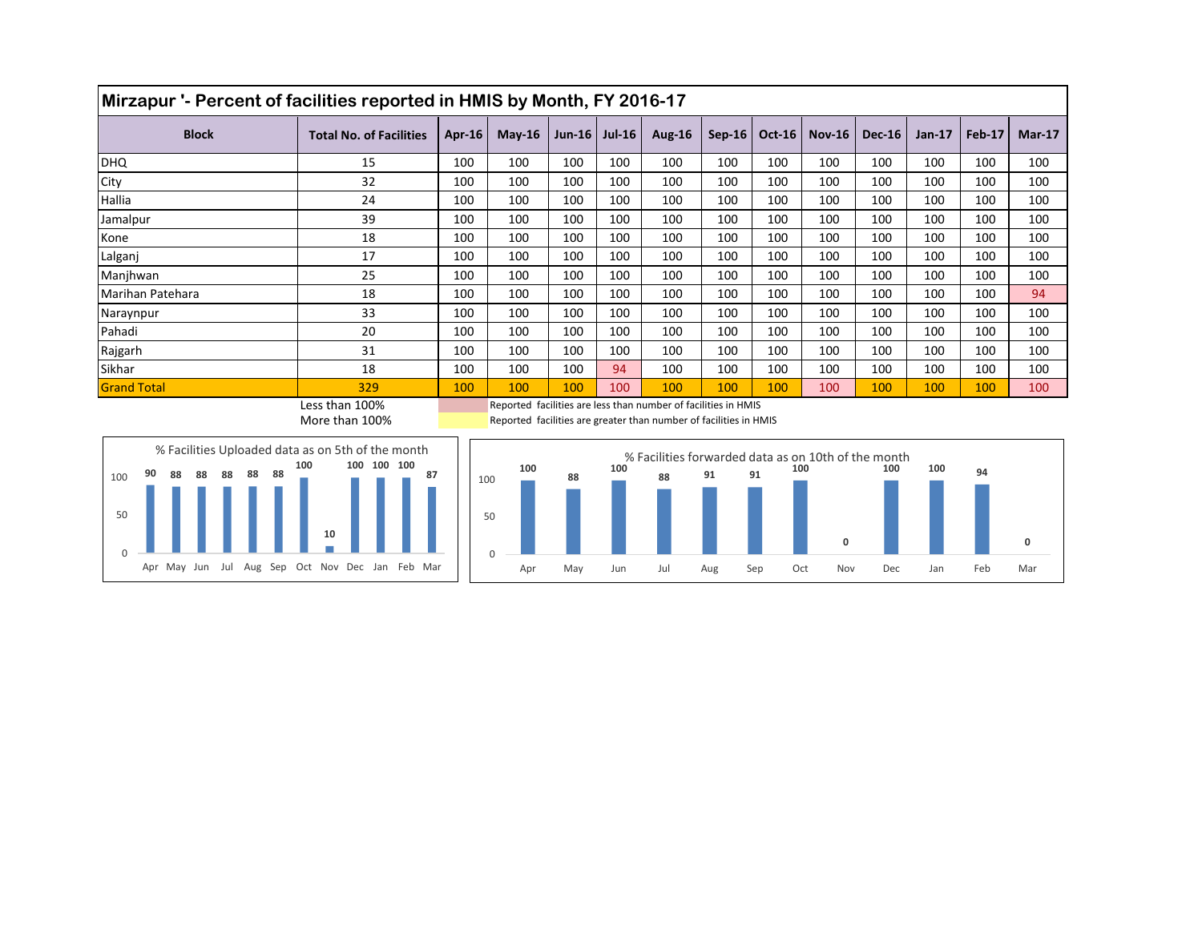# Mirzapur '- Percent of facilities reported in HMIS by Month, FY 2016-17

| Block | Total No. of Facilities | Apr-16 | May-16 | Jun-16 | Jul-16 | Aug-16 | Sep-16 | Oct-16 | Nov-16 | Dec-16 | Jan-17 | Feb-17 | Mar-17 |
|---|---|---|---|---|---|---|---|---|---|---|---|---|---|
| DHQ | 15 | 100 | 100 | 100 | 100 | 100 | 100 | 100 | 100 | 100 | 100 | 100 | 100 |
| City | 32 | 100 | 100 | 100 | 100 | 100 | 100 | 100 | 100 | 100 | 100 | 100 | 100 |
| Hallia | 24 | 100 | 100 | 100 | 100 | 100 | 100 | 100 | 100 | 100 | 100 | 100 | 100 |
| Jamalpur | 39 | 100 | 100 | 100 | 100 | 100 | 100 | 100 | 100 | 100 | 100 | 100 | 100 |
| Kone | 18 | 100 | 100 | 100 | 100 | 100 | 100 | 100 | 100 | 100 | 100 | 100 | 100 |
| Lalganj | 17 | 100 | 100 | 100 | 100 | 100 | 100 | 100 | 100 | 100 | 100 | 100 | 100 |
| Manjhwan | 25 | 100 | 100 | 100 | 100 | 100 | 100 | 100 | 100 | 100 | 100 | 100 | 100 |
| Marihan Patehara | 18 | 100 | 100 | 100 | 100 | 100 | 100 | 100 | 100 | 100 | 100 | 100 | 94 |
| Naraynpur | 33 | 100 | 100 | 100 | 100 | 100 | 100 | 100 | 100 | 100 | 100 | 100 | 100 |
| Pahadi | 20 | 100 | 100 | 100 | 100 | 100 | 100 | 100 | 100 | 100 | 100 | 100 | 100 |
| Rajgarh | 31 | 100 | 100 | 100 | 100 | 100 | 100 | 100 | 100 | 100 | 100 | 100 | 100 |
| Sikhar | 18 | 100 | 100 | 100 | 94 | 100 | 100 | 100 | 100 | 100 | 100 | 100 | 100 |
| Grand Total | 329 | 100 | 100 | 100 | 100 | 100 | 100 | 100 | 100 | 100 | 100 | 100 | 100 |

Less than 100% — Reported facilities are less than number of facilities in HMIS

More than 100% — Reported facilities are greater than number of facilities in HMIS

**% Facilities Uploaded data as on 5th of the month**

| Apr | May | Jun | Jul | Aug | Sep | Oct | Nov | Dec | Jan | Feb | Mar |
|---|---|---|---|---|---|---|---|---|---|---|---|
| 90 | 88 | 88 | 88 | 88 | 88 | 100 | 10 | 100 | 100 | 100 | 87 |

**% Facilities forwarded data as on 10th of the month**

| Apr | May | Jun | Jul | Aug | Sep | Oct | Nov | Dec | Jan | Feb | Mar |
|---|---|---|---|---|---|---|---|---|---|---|---|
| 100 | 88 | 100 | 88 | 91 | 91 | 100 | 0 | 100 | 100 | 94 | 0 |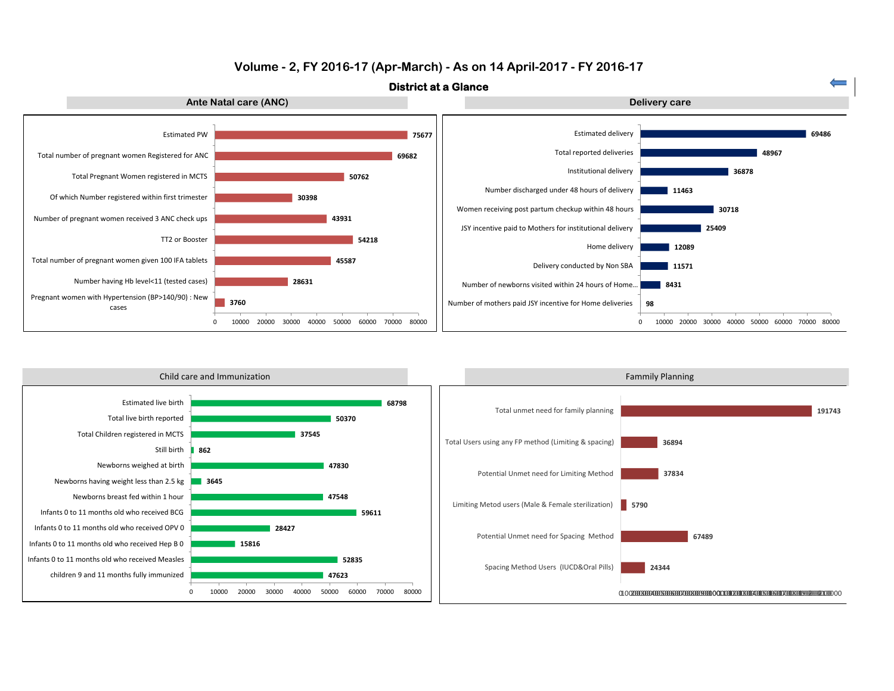# Volume - 2, FY 2016-17 (Apr-March) - As on 14 April-2017 - FY 2016-17

## District at a Glance

### Ante Natal care (ANC)

| Indicator | Value |
|---|---|
| Estimated PW | 75677 |
| Total number of pregnant women Registered for ANC | 69682 |
| Total Pregnant Women registered in MCTS | 50762 |
| Of which Number registered within first trimester | 30398 |
| Number of pregnant women received 3 ANC check ups | 43931 |
| TT2 or Booster | 54218 |
| Total number of pregnant women given 100 IFA tablets | 45587 |
| Number having Hb level<11 (tested cases) | 28631 |
| Pregnant women with Hypertension (BP>140/90) : New cases | 3760 |

### Delivery care

| Indicator | Value |
|---|---|
| Estimated delivery | 69486 |
| Total reported deliveries | 48967 |
| Institutional delivery | 36878 |
| Number discharged under 48 hours of delivery | 11463 |
| Women receiving post partum checkup within 48 hours | 30718 |
| JSY incentive paid to Mothers for institutional delivery | 25409 |
| Home delivery | 12089 |
| Delivery conducted by Non SBA | 11571 |
| Number of newborns visited within 24 hours of Home... | 8431 |
| Number of mothers paid JSY incentive for Home deliveries | 98 |

### Child care and Immunization

| Indicator | Value |
|---|---|
| Estimated live birth | 68798 |
| Total live birth reported | 50370 |
| Total Children registered in MCTS | 37545 |
| Still birth | 862 |
| Newborns weighed at birth | 47830 |
| Newborns having weight less than 2.5 kg | 3645 |
| Newborns breast fed within 1 hour | 47548 |
| Infants 0 to 11 months old who received BCG | 59611 |
| Infants 0 to 11 months old who received OPV 0 | 28427 |
| Infants 0 to 11 months old who received Hep B 0 | 15816 |
| Infants 0 to 11 months old who received Measles | 52835 |
| children 9 and 11 months fully immunized | 47623 |

### Fammily Planning

| Indicator | Value |
|---|---|
| Total unmet need for family planning | 191743 |
| Total Users using any FP method (Limiting & spacing) | 36894 |
| Potential Unmet need for Limiting Method | 37834 |
| Limiting Metod users (Male & Female sterilization) | 5790 |
| Potential Unmet need for Spacing Method | 67489 |
| Spacing Method Users (IUCD&Oral Pills) | 24344 |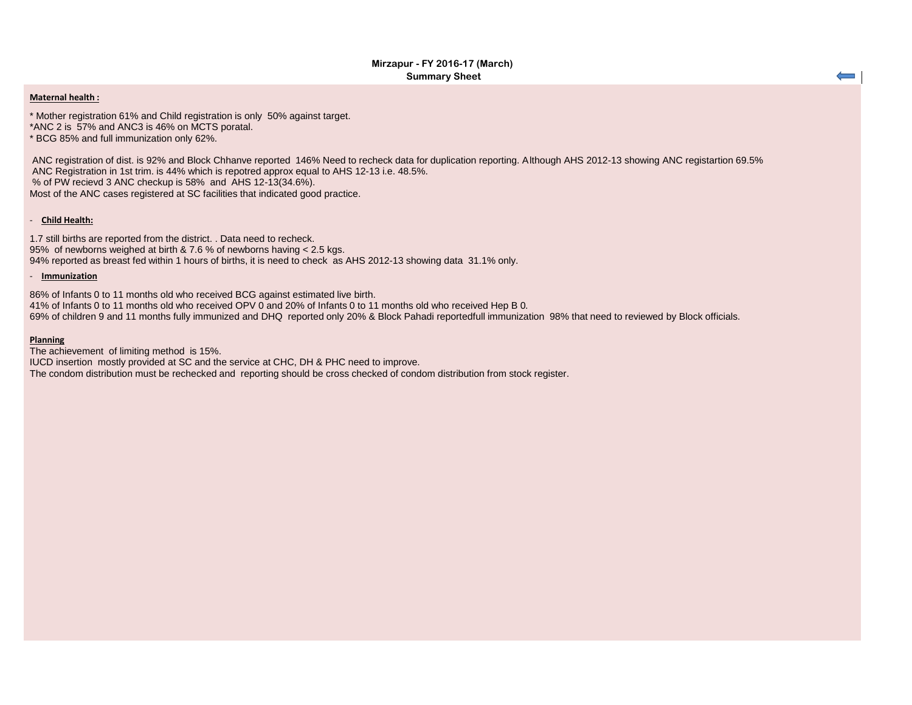**Mirzapur - FY 2016-17 (March)**
**Summary Sheet**

**Maternal health :**

* Mother registration 61% and Child registration is only 50% against target.
*ANC 2 is 57% and ANC3 is 46% on MCTS poratal.
* BCG 85% and full immunization only 62%.

ANC registration of dist. is 92% and Block Chhanve reported 146% Need to recheck data for duplication reporting. Although AHS 2012-13 showing ANC registartion 69.5%
ANC Registration in 1st trim. is 44% which is repotred approx equal to AHS 12-13 i.e. 48.5%.
% of PW recievd 3 ANC checkup is 58% and AHS 12-13(34.6%).
Most of the ANC cases registered at SC facilities that indicated good practice.

- **Child Health:**

1.7 still births are reported from the district. . Data need to recheck.
95% of newborns weighed at birth & 7.6 % of newborns having < 2.5 kgs.
94% reported as breast fed within 1 hours of births, it is need to check as AHS 2012-13 showing data 31.1% only.

- **Immunization**

86% of Infants 0 to 11 months old who received BCG against estimated live birth.
41% of Infants 0 to 11 months old who received OPV 0 and 20% of Infants 0 to 11 months old who received Hep B 0.
69% of children 9 and 11 months fully immunized and DHQ reported only 20% & Block Pahadi reportedfull immunization 98% that need to reviewed by Block officials.

**Planning**

The achievement of limiting method is 15%.
IUCD insertion mostly provided at SC and the service at CHC, DH & PHC need to improve.
The condom distribution must be rechecked and reporting should be cross checked of condom distribution from stock register.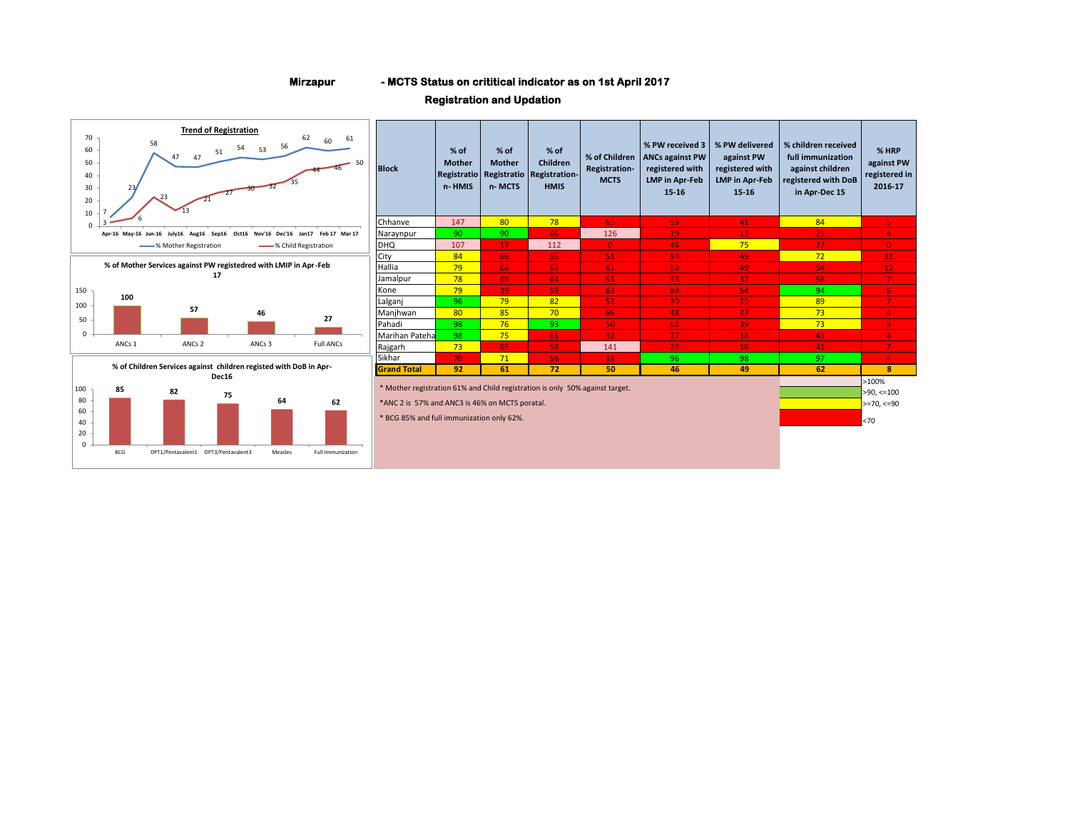# Mirzapur - MCTS Status on crititical indicator as on 1st April 2017

## Registration and Updation

**Trend of Registration**

| | Apr-16 | May-16 | Jun-16 | July16 | Aug16 | Sep16 | Oct16 | Nov'16 | Dec'16 | Jan17 | Feb 17 | Mar 17 |
|---|---|---|---|---|---|---|---|---|---|---|---|---|
| % Mother Registration | 7 | 23 | 58 | 47 | 47 | 51 | 54 | 53 | 56 | 62 | 60 | 61 |
| % Child Registration | 3 | 6 | 23 | 13 | 21 | 27 | 30 | 32 | 35 | 44 | 46 | 50 |

**% of Mother Services against PW registedred with LMIP in Apr-Feb 17**

| ANCs 1 | ANCs 2 | ANCs 3 | Full ANCs |
|---|---|---|---|
| 100 | 57 | 46 | 27 |

**% of Children Services against children registed with DoB in Apr-Dec16**

| BCG | DPT1/Pentavalent1 | DPT3/Pentavalent3 | Measles | Full Immunization |
|---|---|---|---|---|
| 85 | 82 | 75 | 64 | 62 |

| Block | % of Mother Registration- HMIS | % of Mother Registration- MCTS | % of Children Registration-HMIS | % of Children Registration-MCTS | % PW received 3 ANCs against PW registered with LMP in Apr-Feb 15-16 | % PW delivered against PW registered with LMP in Apr-Feb 15-16 | % children received full immunization against children registered with DoB in Apr-Dec 15 | % HRP against PW registered in 2016-17 |
|---|---|---|---|---|---|---|---|---|
| Chhanve | 147 | 80 | 78 | 65 | 59 | 41 | 84 | 5 |
| Naraynpur | 90 | 90 | 66 | 126 | 19 | 13 | 25 | 4 |
| DHQ | 107 | 17 | 112 | 0 | 46 | 75 | 27 | 0 |
| City | 84 | 66 | 55 | 51 | 54 | 49 | 72 | 31 |
| Hallia | 79 | 66 | 67 | 61 | 59 | 49 | 54 | 12 |
| Jamalpur | 78 | 69 | 64 | 51 | 53 | 37 | 58 | 7 |
| Kone | 79 | 29 | 58 | 63 | 69 | 54 | 94 | 6 |
| Lalganj | 96 | 79 | 82 | 52 | 30 | 25 | 89 | 7 |
| Manjhwan | 80 | 85 | 70 | 66 | 48 | 27 | 73 | 4 |
| Pahadi | 98 | 76 | 93 | 50 | 61 | 39 | 73 | 3 |
| Marihan Pateha | 98 | 75 | 61 | 32 | 27 | 18 | 43 | 4 |
| Rajgarh | 73 | 65 | 58 | 141 | 24 | 16 | 41 | 7 |
| Sikhar | 70 | 71 | 58 | 18 | 96 | 98 | 97 | 4 |
| **Grand Total** | **92** | **61** | **72** | **50** | **46** | **49** | **62** | **8** |

* Mother registration 61% and Child registration is only 50% against target.

*ANC 2 is 57% and ANC3 is 46% on MCTS poratal.

* BCG 85% and full immunization only 62%.

Legend:
- >100%
- >90, <=100
- >=70, <=90
- <70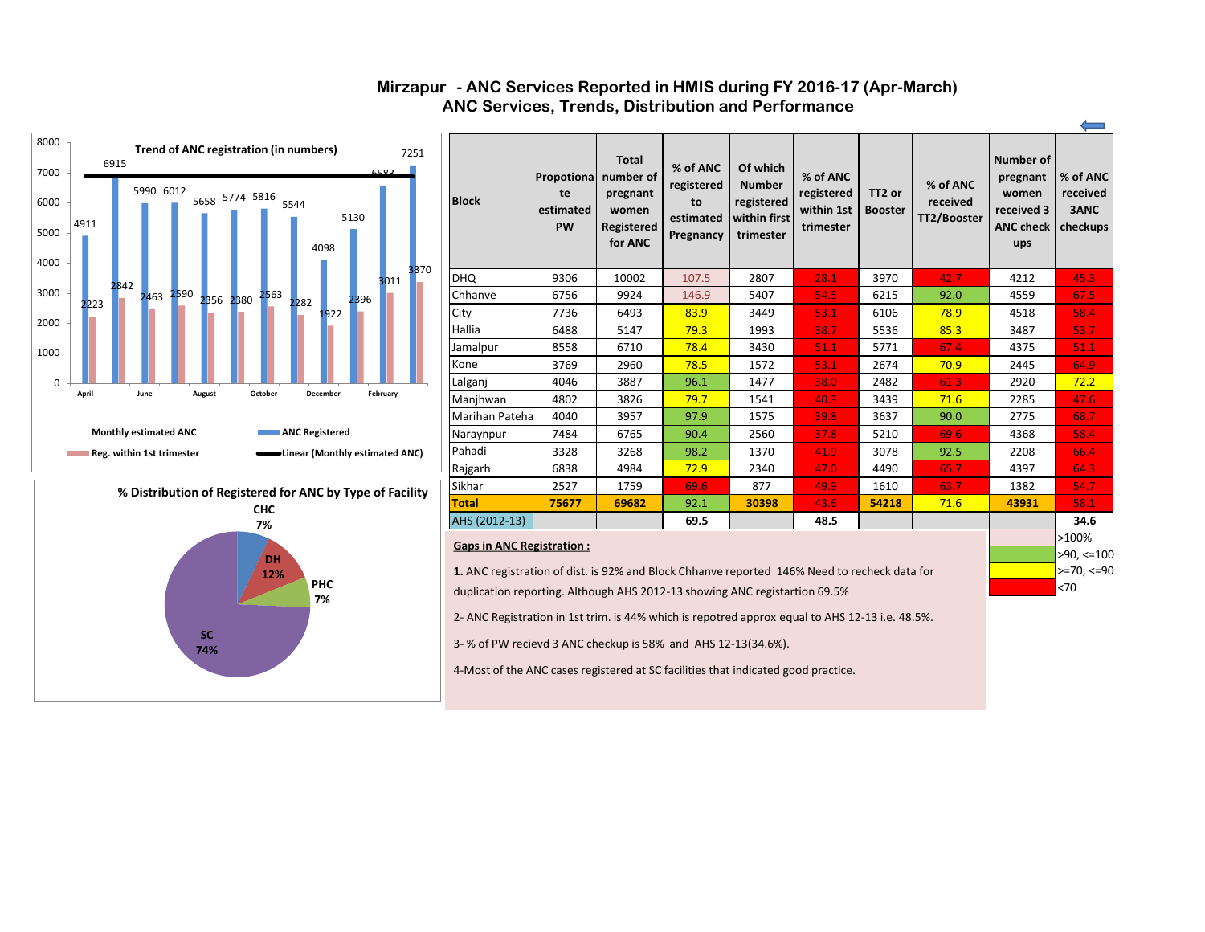# Mirzapur - ANC Services Reported in HMIS during FY 2016-17 (Apr-March)
## ANC Services, Trends, Distribution and Performance

**Trend of ANC registration (in numbers)**

| Month | ANC Registered | Reg. within 1st trimester |
|---|---|---|
| April | 4911 | 2223 |
| May | 6915 | 2842 |
| June | 5990 | 2463 |
| July | 6012 | 2590 |
| August | 5658 | 2356 |
| September | 5774 | 2380 |
| October | 5816 | 2563 |
| November | 5544 | 2282 |
| December | 4098 | 1922 |
| January | 5130 | 2396 |
| February | 6583 | 3011 |
| March | 7251 | 3370 |

Legend: Monthly estimated ANC; ANC Registered; Reg. within 1st trimester; Linear (Monthly estimated ANC)

**% Distribution of Registered for ANC by Type of Facility**

- CHC 7%
- DH 12%
- PHC 7%
- SC 74%

| Block | Propotionate estimated PW | Total number of pregnant women Registered for ANC | % of ANC registered to estimated Pregnancy | Of which Number registered within first trimester | % of ANC registered within 1st trimester | TT2 or Booster | % of ANC received TT2/Booster | Number of pregnant women received 3 ANC check ups | % of ANC received 3ANC checkups |
|---|---|---|---|---|---|---|---|---|---|
| DHQ | 9306 | 10002 | 107.5 | 2807 | 28.1 | 3970 | 42.7 | 4212 | 45.3 |
| Chhanve | 6756 | 9924 | 146.9 | 5407 | 54.5 | 6215 | 92.0 | 4559 | 67.5 |
| City | 7736 | 6493 | 83.9 | 3449 | 53.1 | 6106 | 78.9 | 4518 | 58.4 |
| Hallia | 6488 | 5147 | 79.3 | 1993 | 38.7 | 5536 | 85.3 | 3487 | 53.7 |
| Jamalpur | 8558 | 6710 | 78.4 | 3430 | 51.1 | 5771 | 67.4 | 4375 | 51.1 |
| Kone | 3769 | 2960 | 78.5 | 1572 | 53.1 | 2674 | 70.9 | 2445 | 64.9 |
| Lalganj | 4046 | 3887 | 96.1 | 1477 | 38.0 | 2482 | 61.3 | 2920 | 72.2 |
| Manjhwan | 4802 | 3826 | 79.7 | 1541 | 40.3 | 3439 | 71.6 | 2285 | 47.6 |
| Marihan Pateha | 4040 | 3957 | 97.9 | 1575 | 39.8 | 3637 | 90.0 | 2775 | 68.7 |
| Naraynpur | 7484 | 6765 | 90.4 | 2560 | 37.8 | 5210 | 69.6 | 4368 | 58.4 |
| Pahadi | 3328 | 3268 | 98.2 | 1370 | 41.9 | 3078 | 92.5 | 2208 | 66.4 |
| Rajgarh | 6838 | 4984 | 72.9 | 2340 | 47.0 | 4490 | 65.7 | 4397 | 64.3 |
| Sikhar | 2527 | 1759 | 69.6 | 877 | 49.9 | 1610 | 63.7 | 1382 | 54.7 |
| **Total** | **75677** | **69682** | 92.1 | **30398** | 43.6 | **54218** | 71.6 | **43931** | 58.1 |
| AHS (2012-13) | | | 69.5 | | 48.5 | | | | 34.6 |

Legend: >100%; >90, <=100; >=70, <=90; <70

**Gaps in ANC Registration :**

**1.** ANC registration of dist. is 92% and Block Chhanve reported 146% Need to recheck data for duplication reporting. Although AHS 2012-13 showing ANC registartion 69.5%

2- ANC Registration in 1st trim. is 44% which is repotred approx equal to AHS 12-13 i.e. 48.5%.

3- % of PW recievd 3 ANC checkup is 58% and AHS 12-13(34.6%).

4-Most of the ANC cases registered at SC facilities that indicated good practice.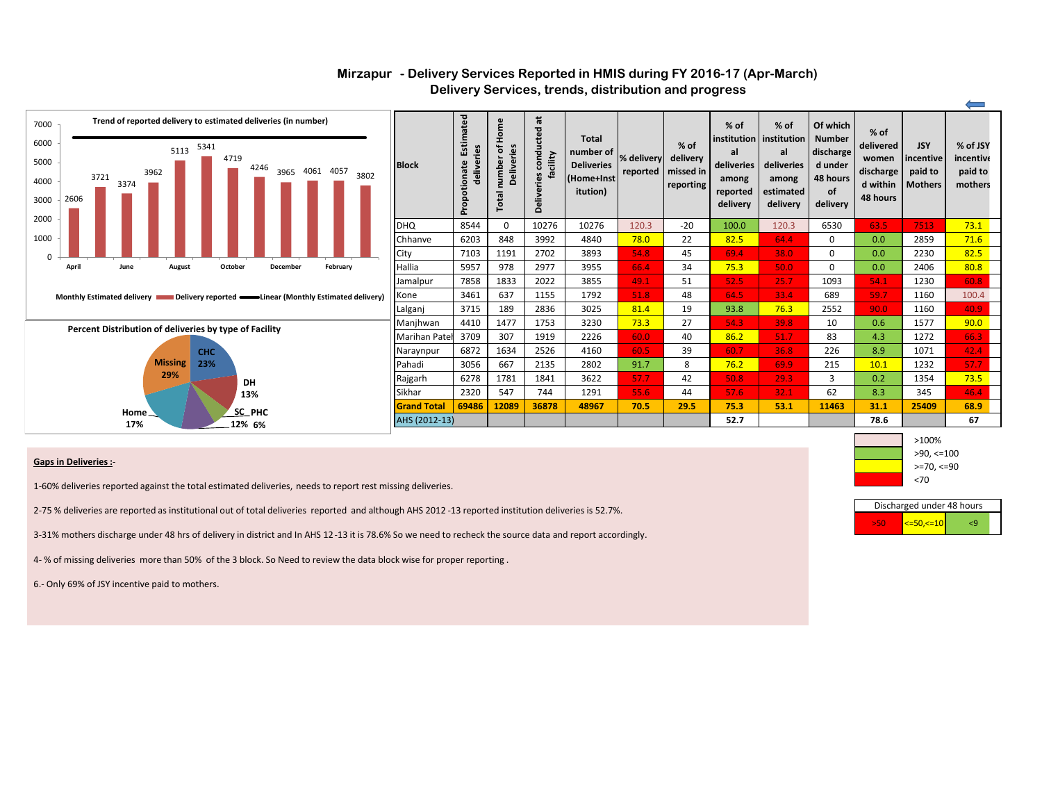# Mirzapur - Delivery Services Reported in HMIS during FY 2016-17 (Apr-March)

## Delivery Services, trends, distribution and progress

**Trend of reported delivery to estimated deliveries (in number)**

| Month | Delivery reported |
|---|---|
| April | 2606 |
| May | 3721 |
| June | 3374 |
| July | 3962 |
| August | 5113 |
| September | 5341 |
| October | 4719 |
| November | 4246 |
| December | 3965 |
| January | 4061 |
| February | 4057 |
| March | 3802 |

Monthly Estimated delivery — Delivery reported — Linear (Monthly Estimated delivery)

**Percent Distribution of deliveries by type of Facility**

| Type | % |
|---|---|
| CHC | 23% |
| DH | 13% |
| SC_PHC | 6% |
| (unlabeled) | 12% |
| Home | 17% |
| Missing | 29% |

| Block | Propotionate Estimated deliveries | Total number of Home Deliveries | Deliveries conducted at facility | Total number of Deliveries (Home+Institution) | % delivery reported | % of delivery missed in reporting | % of institutional deliveries among reported delivery | % of institutional deliveries among estimated delivery | Of which Number discharged under 48 hours of delivery | % of delivered women discharged within 48 hours | JSY incentive paid to Mothers | % of JSY incentive paid to mothers |
|---|---|---|---|---|---|---|---|---|---|---|---|---|
| DHQ | 8544 | 0 | 10276 | 10276 | 120.3 | -20 | 100.0 | 120.3 | 6530 | 63.5 | 7513 | 73.1 |
| Chhanve | 6203 | 848 | 3992 | 4840 | 78.0 | 22 | 82.5 | 64.4 | 0 | 0.0 | 2859 | 71.6 |
| City | 7103 | 1191 | 2702 | 3893 | 54.8 | 45 | 69.4 | 38.0 | 0 | 0.0 | 2230 | 82.5 |
| Hallia | 5957 | 978 | 2977 | 3955 | 66.4 | 34 | 75.3 | 50.0 | 0 | 0.0 | 2406 | 80.8 |
| Jamalpur | 7858 | 1833 | 2022 | 3855 | 49.1 | 51 | 52.5 | 25.7 | 1093 | 54.1 | 1230 | 60.8 |
| Kone | 3461 | 637 | 1155 | 1792 | 51.8 | 48 | 64.5 | 33.4 | 689 | 59.7 | 1160 | 100.4 |
| Lalganj | 3715 | 189 | 2836 | 3025 | 81.4 | 19 | 93.8 | 76.3 | 2552 | 90.0 | 1160 | 40.9 |
| Manjhwan | 4410 | 1477 | 1753 | 3230 | 73.3 | 27 | 54.3 | 39.8 | 10 | 0.6 | 1577 | 90.0 |
| Marihan Patel | 3709 | 307 | 1919 | 2226 | 60.0 | 40 | 86.2 | 51.7 | 83 | 4.3 | 1272 | 66.3 |
| Naraynpur | 6872 | 1634 | 2526 | 4160 | 60.5 | 39 | 60.7 | 36.8 | 226 | 8.9 | 1071 | 42.4 |
| Pahadi | 3056 | 667 | 2135 | 2802 | 91.7 | 8 | 76.2 | 69.9 | 215 | 10.1 | 1232 | 57.7 |
| Rajgarh | 6278 | 1781 | 1841 | 3622 | 57.7 | 42 | 50.8 | 29.3 | 3 | 0.2 | 1354 | 73.5 |
| Sikhar | 2320 | 547 | 744 | 1291 | 55.6 | 44 | 57.6 | 32.1 | 62 | 8.3 | 345 | 46.4 |
| **Grand Total** | **69486** | **12089** | **36878** | **48967** | **70.5** | **29.5** | **75.3** | **53.1** | **11463** | **31.1** | **25409** | **68.9** |
| AHS (2012-13) | | | | | | | 52.7 | | | 78.6 | | 67 |

**Legend:** >100% ; >90, <=100 ; >=70, <=90 ; <70

| Discharged under 48 hours | | |
|---|---|---|
| >50 | <=50,<=10 | <9 |

**Gaps in Deliveries :-**

1-60% deliveries reported against the total estimated deliveries, needs to report rest missing deliveries.

2-75 % deliveries are reported as institutional out of total deliveries reported and although AHS 2012 -13 reported institution deliveries is 52.7%.

3-31% mothers discharge under 48 hrs of delivery in district and In AHS 12-13 it is 78.6% So we need to recheck the source data and report accordingly.

4- % of missing deliveries more than 50% of the 3 block. So Need to review the data block wise for proper reporting .

6.- Only 69% of JSY incentive paid to mothers.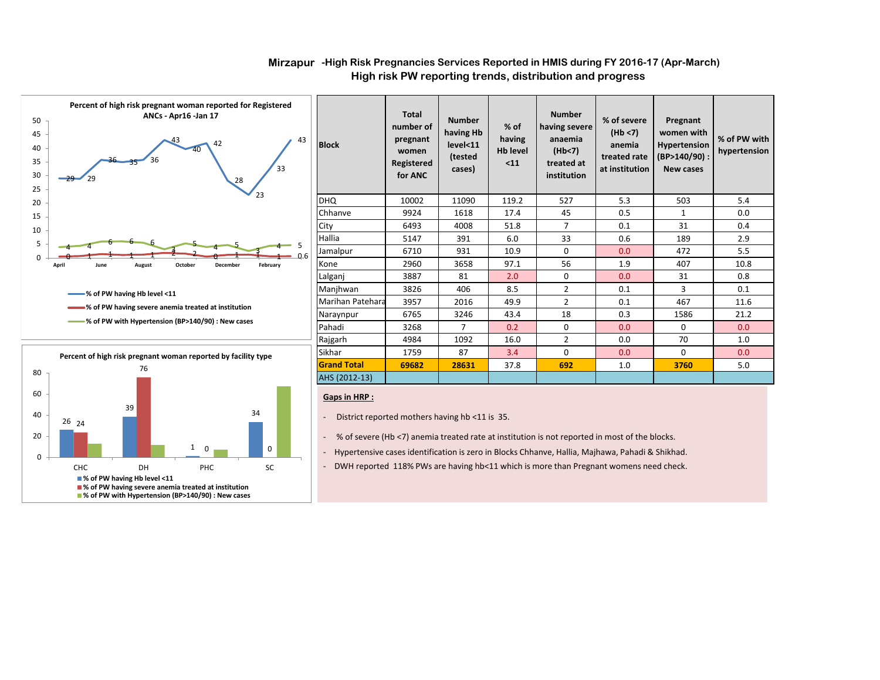# Mirzapur -High Risk Pregnancies Services Reported in HMIS during FY 2016-17 (Apr-March)

## High risk PW reporting trends, distribution and progress

**Percent of high risk pregnant woman reported for Registered ANCs - Apr16 -Jan 17**

| Month | % of PW having Hb level <11 | % of PW having severe anemia treated at institution | % of PW with Hypertension (BP>140/90) : New cases |
|---|---|---|---|
| April | 29 | 0 | 4 |
| May | 29 | 1 | 4 |
| June | 36 | 1 | 6 |
| July | 35 | 1 | 6 |
| August | 36 | 1 | 6 |
| September | 43 | 2 | 3 |
| October | 40 | 2 | 5 |
| November | 42 | 0 | 4 |
| December | 28 | 1 | 5 |
| January | 23 | 1 | 3 |
| February | 33 | 1 | 4 |
| March | 43 | 0.6 | 5 |

**Percent of high risk pregnant woman reported by facility type**

| Facility | % of PW having Hb level <11 | % of PW having severe anemia treated at institution | % of PW with Hypertension (BP>140/90) : New cases |
|---|---|---|---|
| CHC | 26 | 24 | |
| DH | 39 | 76 | |
| PHC | 1 | 0 | |
| SC | 34 | 0 | |

| Block | Total number of pregnant women Registered for ANC | Number having Hb level<11 (tested cases) | % of having Hb level <11 | Number having severe anaemia (Hb<7) treated at institution | % of severe (Hb <7) anemia treated rate at institution | Pregnant women with Hypertension (BP>140/90) : New cases | % of PW with hypertension |
|---|---|---|---|---|---|---|---|
| DHQ | 10002 | 11090 | 119.2 | 527 | 5.3 | 503 | 5.4 |
| Chhanve | 9924 | 1618 | 17.4 | 45 | 0.5 | 1 | 0.0 |
| City | 6493 | 4008 | 51.8 | 7 | 0.1 | 31 | 0.4 |
| Hallia | 5147 | 391 | 6.0 | 33 | 0.6 | 189 | 2.9 |
| Jamalpur | 6710 | 931 | 10.9 | 0 | 0.0 | 472 | 5.5 |
| Kone | 2960 | 3658 | 97.1 | 56 | 1.9 | 407 | 10.8 |
| Lalganj | 3887 | 81 | 2.0 | 0 | 0.0 | 31 | 0.8 |
| Manjhwan | 3826 | 406 | 8.5 | 2 | 0.1 | 3 | 0.1 |
| Marihan Patehara | 3957 | 2016 | 49.9 | 2 | 0.1 | 467 | 11.6 |
| Naraynpur | 6765 | 3246 | 43.4 | 18 | 0.3 | 1586 | 21.2 |
| Pahadi | 3268 | 7 | 0.2 | 0 | 0.0 | 0 | 0.0 |
| Rajgarh | 4984 | 1092 | 16.0 | 2 | 0.0 | 70 | 1.0 |
| Sikhar | 1759 | 87 | 3.4 | 0 | 0.0 | 0 | 0.0 |
| **Grand Total** | **69682** | **28631** | 37.8 | **692** | 1.0 | **3760** | 5.0 |
| AHS (2012-13) | | | | | | | |

**Gaps in HRP :**

- District reported mothers having hb <11 is 35.
- % of severe (Hb <7) anemia treated rate at institution is not reported in most of the blocks.
- Hypertensive cases identification is zero in Blocks Chhanve, Hallia, Majhawa, Pahadi & Shikhad.
- DWH reported 118% PWs are having hb<11 which is more than Pregnant womens need check.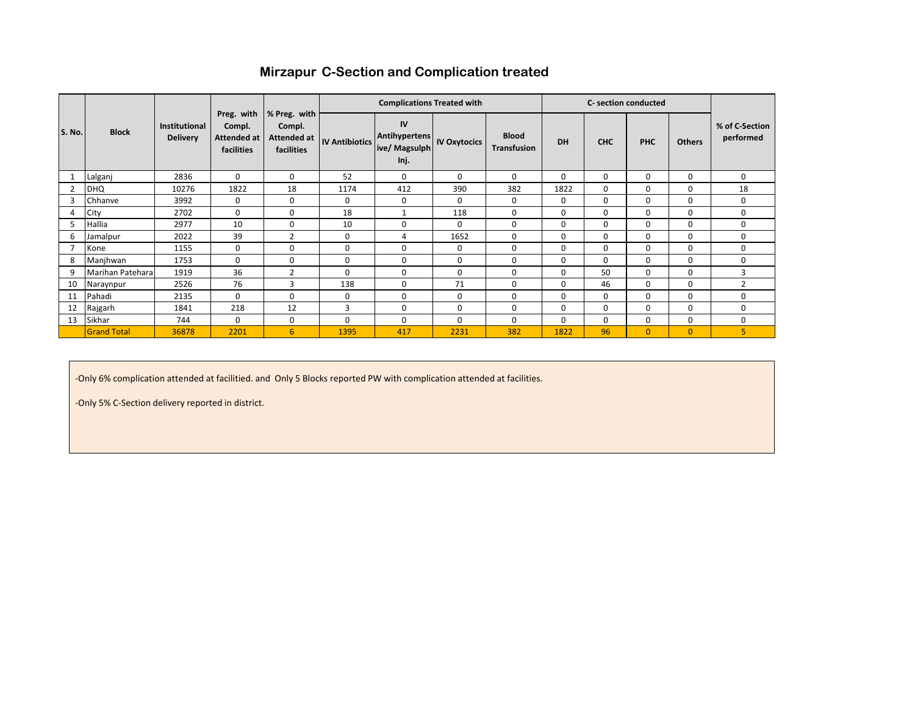# Mirzapur C-Section and Complication treated

| S. No. | Block | Institutional Delivery | Preg. with Compl. Attended at facilities | % Preg. with Compl. Attended at facilities | Complications Treated with | | | | C- section conducted | | | | % of C-Section performed |
|---|---|---|---|---|---|---|---|---|---|---|---|---|---|
| | | | | | IV Antibiotics | IV Antihypertensive/ Magsulph Inj. | IV Oxytocics | Blood Transfusion | DH | CHC | PHC | Others | |
| 1 | Lalganj | 2836 | 0 | 0 | 52 | 0 | 0 | 0 | 0 | 0 | 0 | 0 | 0 |
| 2 | DHQ | 10276 | 1822 | 18 | 1174 | 412 | 390 | 382 | 1822 | 0 | 0 | 0 | 18 |
| 3 | Chhanve | 3992 | 0 | 0 | 0 | 0 | 0 | 0 | 0 | 0 | 0 | 0 | 0 |
| 4 | City | 2702 | 0 | 0 | 18 | 1 | 118 | 0 | 0 | 0 | 0 | 0 | 0 |
| 5 | Hallia | 2977 | 10 | 0 | 10 | 0 | 0 | 0 | 0 | 0 | 0 | 0 | 0 |
| 6 | Jamalpur | 2022 | 39 | 2 | 0 | 4 | 1652 | 0 | 0 | 0 | 0 | 0 | 0 |
| 7 | Kone | 1155 | 0 | 0 | 0 | 0 | 0 | 0 | 0 | 0 | 0 | 0 | 0 |
| 8 | Manjhwan | 1753 | 0 | 0 | 0 | 0 | 0 | 0 | 0 | 0 | 0 | 0 | 0 |
| 9 | Marihan Patehara | 1919 | 36 | 2 | 0 | 0 | 0 | 0 | 0 | 50 | 0 | 0 | 3 |
| 10 | Naraynpur | 2526 | 76 | 3 | 138 | 0 | 71 | 0 | 0 | 46 | 0 | 0 | 2 |
| 11 | Pahadi | 2135 | 0 | 0 | 0 | 0 | 0 | 0 | 0 | 0 | 0 | 0 | 0 |
| 12 | Rajgarh | 1841 | 218 | 12 | 3 | 0 | 0 | 0 | 0 | 0 | 0 | 0 | 0 |
| 13 | Sikhar | 744 | 0 | 0 | 0 | 0 | 0 | 0 | 0 | 0 | 0 | 0 | 0 |
| | Grand Total | 36878 | 2201 | 6 | 1395 | 417 | 2231 | 382 | 1822 | 96 | 0 | 0 | 5 |

-Only 6% complication attended at facilitied. and Only 5 Blocks reported PW with complication attended at facilities.

-Only 5% C-Section delivery reported in district.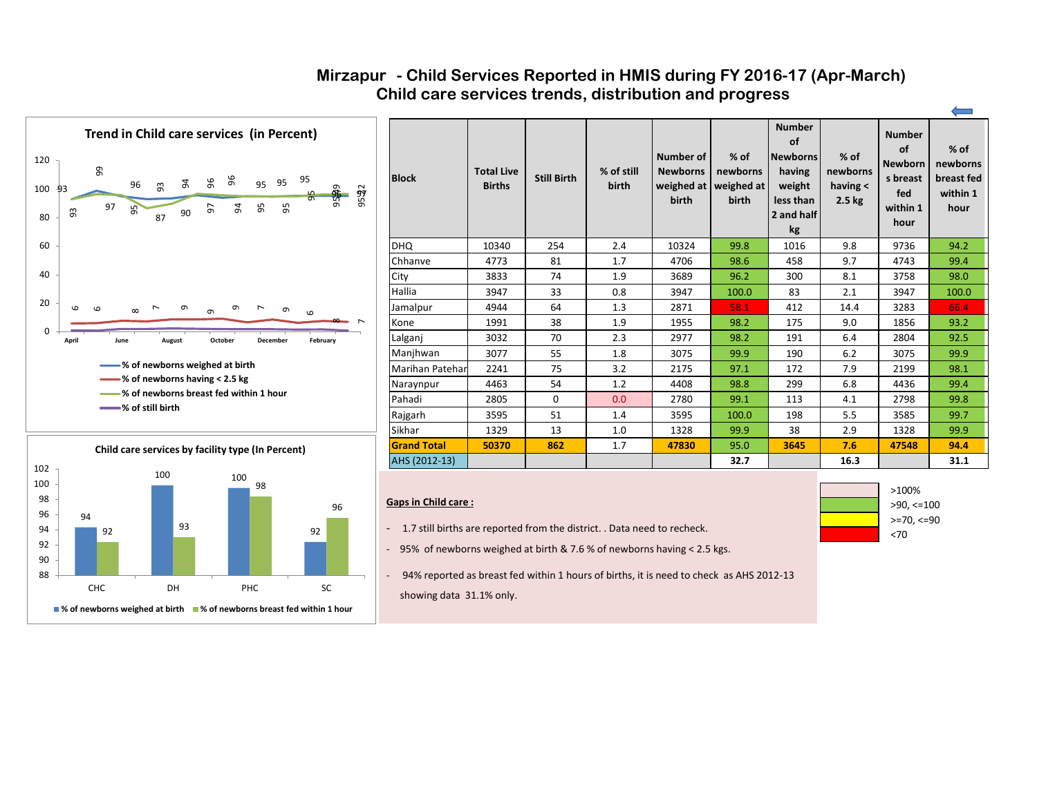# Mirzapur - Child Services Reported in HMIS during FY 2016-17 (Apr-March)

## Child care services trends, distribution and progress

### Trend in Child care services (in Percent)

- % of newborns weighed at birth
- % of newborns having < 2.5 kg
- % of newborns breast fed within 1 hour
- % of still birth

### Child care services by facility type (In Percent)

| Facility | % of newborns weighed at birth | % of newborns breast fed within 1 hour |
|---|---|---|
| CHC | 94 | 92 |
| DH | 100 | 93 |
| PHC | 100 | 98 |
| SC | 92 | 96 |

| Block | Total Live Births | Still Birth | % of still birth | Number of Newborns weighed at birth | % of newborns weighed at birth | Number of Newborns having weight less than 2 and half kg | % of newborns having < 2.5 kg | Number of Newborns breast fed within 1 hour | % of newborns breast fed within 1 hour |
|---|---|---|---|---|---|---|---|---|---|
| DHQ | 10340 | 254 | 2.4 | 10324 | 99.8 | 1016 | 9.8 | 9736 | 94.2 |
| Chhanve | 4773 | 81 | 1.7 | 4706 | 98.6 | 458 | 9.7 | 4743 | 99.4 |
| City | 3833 | 74 | 1.9 | 3689 | 96.2 | 300 | 8.1 | 3758 | 98.0 |
| Hallia | 3947 | 33 | 0.8 | 3947 | 100.0 | 83 | 2.1 | 3947 | 100.0 |
| Jamalpur | 4944 | 64 | 1.3 | 2871 | 58.1 | 412 | 14.4 | 3283 | 66.4 |
| Kone | 1991 | 38 | 1.9 | 1955 | 98.2 | 175 | 9.0 | 1856 | 93.2 |
| Lalganj | 3032 | 70 | 2.3 | 2977 | 98.2 | 191 | 6.4 | 2804 | 92.5 |
| Manjhwan | 3077 | 55 | 1.8 | 3075 | 99.9 | 190 | 6.2 | 3075 | 99.9 |
| Marihan Patehar | 2241 | 75 | 3.2 | 2175 | 97.1 | 172 | 7.9 | 2199 | 98.1 |
| Naraynpur | 4463 | 54 | 1.2 | 4408 | 98.8 | 299 | 6.8 | 4436 | 99.4 |
| Pahadi | 2805 | 0 | 0.0 | 2780 | 99.1 | 113 | 4.1 | 2798 | 99.8 |
| Rajgarh | 3595 | 51 | 1.4 | 3595 | 100.0 | 198 | 5.5 | 3585 | 99.7 |
| Sikhar | 1329 | 13 | 1.0 | 1328 | 99.9 | 38 | 2.9 | 1328 | 99.9 |
| **Grand Total** | **50370** | **862** | 1.7 | **47830** | 95.0 | **3645** | **7.6** | **47548** | 94.4 |
| AHS (2012-13) | | | | | **32.7** | | **16.3** | | **31.1** |

Legend: >100%; >90, <=100; >=70, <=90; <70

**Gaps in Child care :**

- 1.7 still births are reported from the district. . Data need to recheck.
- 95% of newborns weighed at birth & 7.6 % of newborns having < 2.5 kgs.
- 94% reported as breast fed within 1 hours of births, it is need to check as AHS 2012-13 showing data 31.1% only.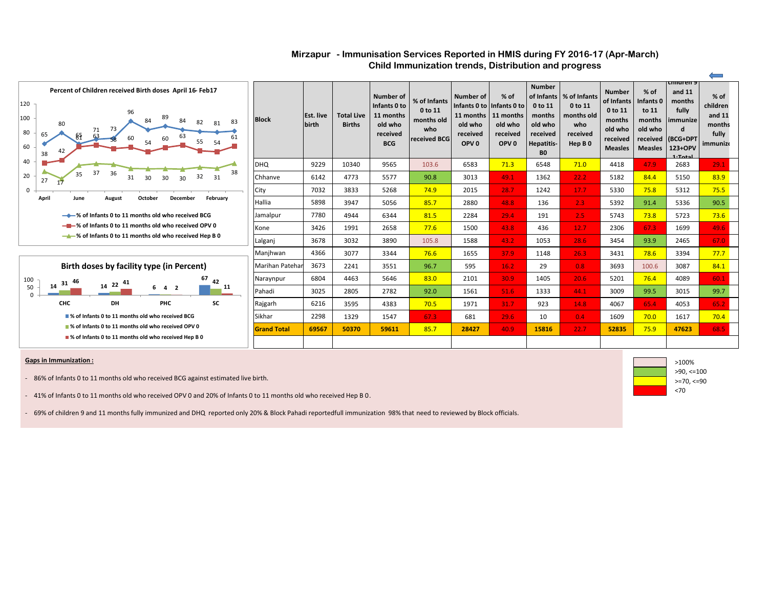# Mirzapur - Immunisation Services Reported in HMIS during FY 2016-17 (Apr-March)
## Child Immunization trends, Distribution and progress

**Percent of Children received Birth doses April 16- Feb17**

| Month | % of Infants 0 to 11 months old who received BCG | % of Infants 0 to 11 months old who received OPV 0 | % of Infants 0 to 11 months old who received Hep B 0 |
|---|---|---|---|
| April | 65 | 38 | 27 |
| May | 80 | 42 | 17 |
| June | 65 | 61 | 35 |
| July | 71 | 63 | 37 |
| August | 73 | 58 | 36 |
| September | 96 | 60 | 31 |
| October | 84 | 54 | 30 |
| November | 89 | 60 | 30 |
| December | 84 | 63 | 30 |
| January | 82 | 55 | 32 |
| February | 81 | 54 | 31 |
| March | 83 | 61 | 38 |

**Birth doses by facility type (in Percent)**

| Facility | % of Infants 0 to 11 months old who received BCG | % of Infants 0 to 11 months old who received OPV 0 | % of Infants 0 to 11 months old who received Hep B 0 |
|---|---|---|---|
| CHC | 14 | 31 | 46 |
| DH | 14 | 22 | 41 |
| PHC | 6 | 4 | 2 |
| SC | 67 | 42 | 11 |

| Block | Est. live birth | Total Live Births | Number of Infants 0 to 11 months old who received BCG | % of Infants 0 to 11 months old who received BCG | Number of Infants 0 to 11 months old who received OPV 0 | % of Infants 0 to 11 months old who received OPV 0 | Number of Infants 0 to 11 months old who received Hepatitis-B0 | % of Infants 0 to 11 months old who received Hep B 0 | Number of Infants 0 to 11 months old who received Measles | % of Infants 0 to 11 months old who received Measles | children 9 and 11 months fully immunized (BCG+DPT 123+OPV 1:Total | % of children and 11 months fully immunize |
|---|---|---|---|---|---|---|---|---|---|---|---|---|
| DHQ | 9229 | 10340 | 9565 | 103.6 | 6583 | 71.3 | 6548 | 71.0 | 4418 | 47.9 | 2683 | 29.1 |
| Chhanve | 6142 | 4773 | 5577 | 90.8 | 3013 | 49.1 | 1362 | 22.2 | 5182 | 84.4 | 5150 | 83.9 |
| City | 7032 | 3833 | 5268 | 74.9 | 2015 | 28.7 | 1242 | 17.7 | 5330 | 75.8 | 5312 | 75.5 |
| Hallia | 5898 | 3947 | 5056 | 85.7 | 2880 | 48.8 | 136 | 2.3 | 5392 | 91.4 | 5336 | 90.5 |
| Jamalpur | 7780 | 4944 | 6344 | 81.5 | 2284 | 29.4 | 191 | 2.5 | 5743 | 73.8 | 5723 | 73.6 |
| Kone | 3426 | 1991 | 2658 | 77.6 | 1500 | 43.8 | 436 | 12.7 | 2306 | 67.3 | 1699 | 49.6 |
| Lalganj | 3678 | 3032 | 3890 | 105.8 | 1588 | 43.2 | 1053 | 28.6 | 3454 | 93.9 | 2465 | 67.0 |
| Manjhwan | 4366 | 3077 | 3344 | 76.6 | 1655 | 37.9 | 1148 | 26.3 | 3431 | 78.6 | 3394 | 77.7 |
| Marihan Patehar | 3673 | 2241 | 3551 | 96.7 | 595 | 16.2 | 29 | 0.8 | 3693 | 100.6 | 3087 | 84.1 |
| Naraynpur | 6804 | 4463 | 5646 | 83.0 | 2101 | 30.9 | 1405 | 20.6 | 5201 | 76.4 | 4089 | 60.1 |
| Pahadi | 3025 | 2805 | 2782 | 92.0 | 1561 | 51.6 | 1333 | 44.1 | 3009 | 99.5 | 3015 | 99.7 |
| Rajgarh | 6216 | 3595 | 4383 | 70.5 | 1971 | 31.7 | 923 | 14.8 | 4067 | 65.4 | 4053 | 65.2 |
| Sikhar | 2298 | 1329 | 1547 | 67.3 | 681 | 29.6 | 10 | 0.4 | 1609 | 70.0 | 1617 | 70.4 |
| **Grand Total** | **69567** | **50370** | **59611** | 85.7 | **28427** | 40.9 | **15816** | 22.7 | **52835** | 75.9 | **47623** | 68.5 |

Legend: >100% ; >90, <=100 ; >=70, <=90 ; <70

**Gaps in Immunization :**

- 86% of Infants 0 to 11 months old who received BCG against estimated live birth.
- 41% of Infants 0 to 11 months old who received OPV 0 and 20% of Infants 0 to 11 months old who received Hep B 0.
- 69% of children 9 and 11 months fully immunized and DHQ reported only 20% & Block Pahadi reportedfull immunization 98% that need to reviewed by Block officials.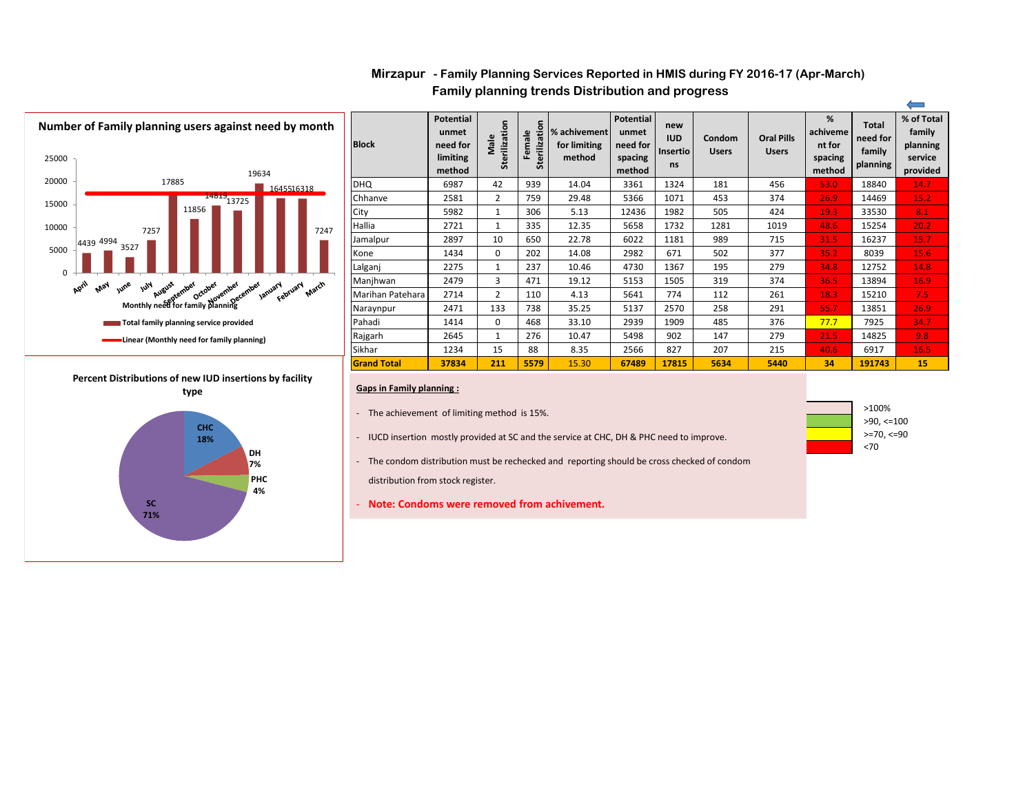# Mirzapur - Family Planning Services Reported in HMIS during FY 2016-17 (Apr-March)

## Family planning trends Distribution and progress

**Number of Family planning users against need by month**

| Month | Total family planning service provided |
|---|---|
| April | 4439 |
| May | 4994 |
| June | 3527 |
| July | 7257 |
| August | 17885 |
| September | 11856 |
| October | 14819 |
| November | 13725 |
| December | 19634 |
| January | 16455 |
| February | 16318 |
| March | 7247 |

Monthly need for family planning

- Total family planning service provided
- Linear (Monthly need for family planning)

| Block | Potential unmet need for limiting method | Male Sterilization | Female Sterilization | % achivement for limiting method | Potential unmet need for spacing method | new IUD Insertions | Condom Users | Oral Pills Users | % achievement for spacing method | Total need for family planning | % of Total family planning service provided |
|---|---|---|---|---|---|---|---|---|---|---|---|
| DHQ | 6987 | 42 | 939 | 14.04 | 3361 | 1324 | 181 | 456 | 53.0 | 18840 | 14.7 |
| Chhanve | 2581 | 2 | 759 | 29.48 | 5366 | 1071 | 453 | 374 | 26.9 | 14469 | 15.2 |
| City | 5982 | 1 | 306 | 5.13 | 12436 | 1982 | 505 | 424 | 19.3 | 33530 | 8.1 |
| Hallia | 2721 | 1 | 335 | 12.35 | 5658 | 1732 | 1281 | 1019 | 48.6 | 15254 | 20.2 |
| Jamalpur | 2897 | 10 | 650 | 22.78 | 6022 | 1181 | 989 | 715 | 31.5 | 16237 | 15.7 |
| Kone | 1434 | 0 | 202 | 14.08 | 2982 | 671 | 502 | 377 | 35.2 | 8039 | 15.6 |
| Lalganj | 2275 | 1 | 237 | 10.46 | 4730 | 1367 | 195 | 279 | 34.8 | 12752 | 14.8 |
| Manjhwan | 2479 | 3 | 471 | 19.12 | 5153 | 1505 | 319 | 374 | 36.5 | 13894 | 16.9 |
| Marihan Patehara | 2714 | 2 | 110 | 4.13 | 5641 | 774 | 112 | 261 | 18.3 | 15210 | 7.5 |
| Naraynpur | 2471 | 133 | 738 | 35.25 | 5137 | 2570 | 258 | 291 | 55.7 | 13851 | 26.9 |
| Pahadi | 1414 | 0 | 468 | 33.10 | 2939 | 1909 | 485 | 376 | 77.7 | 7925 | 34.7 |
| Rajgarh | 2645 | 1 | 276 | 10.47 | 5498 | 902 | 147 | 279 | 21.5 | 14825 | 9.8 |
| Sikhar | 1234 | 15 | 88 | 8.35 | 2566 | 827 | 207 | 215 | 40.6 | 6917 | 16.5 |
| **Grand Total** | **37834** | **211** | **5579** | **15.30** | **67489** | **17815** | **5634** | **5440** | **34** | **191743** | **15** |

Legend:
- >100%
- >90, <=100
- >=70, <=90
- <70

**Percent Distributions of new IUD insertions by facility type**

| Facility | % |
|---|---|
| CHC | 18% |
| DH | 7% |
| PHC | 4% |
| SC | 71% |

**Gaps in Family planning :**

- The achievement of limiting method is 15%.
- IUCD insertion mostly provided at SC and the service at CHC, DH & PHC need to improve.
- The condom distribution must be rechecked and reporting should be cross checked of condom distribution from stock register.
- **Note: Condoms were removed from achivement.**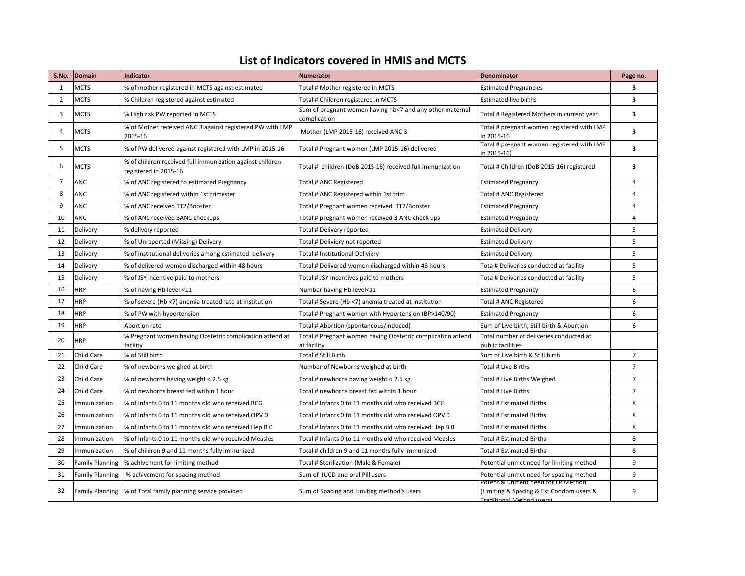# List of Indicators covered in HMIS and MCTS

| S.No. | Domain | Indicator | Numerator | Denominator | Page no. |
|---|---|---|---|---|---|
| 1 | MCTS | % of mother registered in MCTS against estimated | Total # Mother registered in MCTS | Estimated Pregnancies | **3** |
| 2 | MCTS | % Children registered against estimated | Total # Children registered in MCTS | Estimated live births | **3** |
| 3 | MCTS | % High risk PW reported in MCTS | Sum of pregnant women having hb<7 and any other maternal complication | Total # Registered Mothers in current year | **3** |
| 4 | MCTS | % of Mother received ANC 3 against registered PW with LMP 2015-16 | Mother (LMP 2015-16) received ANC 3 | Total # pregnant women registered with LMP in 2015-16 | **3** |
| 5 | MCTS | % of PW delivered against registered with LMP in 2015-16 | Total # Pregnant women (LMP 2015-16) delivered | Total # pregnant women registered with LMP in 2015-16) | **3** |
| 6 | MCTS | % of children received full immunization against children registered in 2015-16 | Total # children (DoB 2015-16) received full immunization | Total # Children (DoB 2015-16) registered | **3** |
| 7 | ANC | % of ANC registered to estimated Pregnancy | Total # ANC Registered | Estimated Pregnancy | 4 |
| 8 | ANC | % of ANC registered within 1st trimester | Total # ANC Registered within 1st trim | Total # ANC Registered | 4 |
| 9 | ANC | % of ANC received TT2/Booster | Total # Pregnant women received TT2/Booster | Estimated Pregnancy | 4 |
| 10 | ANC | % of ANC received 3ANC checkups | Total # pregnant women received 3 ANC check ups | Estimated Pregnancy | 4 |
| 11 | Delivery | % delivery reported | Total # Delivery reported | Estimated Delivery | 5 |
| 12 | Delivery | % of Unreported (Missing) Delivery | Total # Deliviery not reported | Estimated Delivery | 5 |
| 13 | Delivery | % of institutional deliveries among estimated delivery | Total # Institutional Deliviery | Estimated Delivery | 5 |
| 14 | Delivery | % of delivered women discharged within 48 hours | Total # Delivered women discharged within 48 hours | Tota # Deliveries conducted at facility | 5 |
| 15 | Delivery | % of JSY incentive paid to mothers | Total # JSY Incentives paid to mothers | Tota # Deliveries conducted at facility | 5 |
| 16 | HRP | % of having Hb level <11 | Number having Hb level<11 | Estimated Pregnancy | 6 |
| 17 | HRP | % of severe (Hb <7) anemia treated rate at institution | Total # Severe (Hb <7) anemia treated at institution | Total # ANC Registered | 6 |
| 18 | HRP | % of PW with hypertension | Total # Pregnant women with Hypertension (BP>140/90) | Estimated Pregnancy | 6 |
| 19 | HRP | Abortion rate | Total # Abortion (spontaneous/induced) | Sum of Live birth, Still birth & Abortion | 6 |
| 20 | HRP | % Pregnant women having Obstetric complication attend at facility | Total # Pregnant women having Obstetric complication attend at facility | Total number of deliveries conducted at public facilities | |
| 21 | Child Care | % of Still birth | Total # Still Birth | Sum of Live birth & Still birth | 7 |
| 22 | Child Care | % of newborns weighed at birth | Number of Newborns weighed at birth | Total # Live Births | 7 |
| 23 | Child Care | % of newborns having weight < 2.5 kg | Total # newborns having weight < 2.5 kg | Total # Live Births Weighed | 7 |
| 24 | Child Care | % of newborns breast fed within 1 hour | Total # newborns breast fed within 1 hour | Total # Live Births | 7 |
| 25 | Immunization | % of Infants 0 to 11 months old who received BCG | Total # Infants 0 to 11 months old who received BCG | Total # Estimated Births | 8 |
| 26 | Immunization | % of Infants 0 to 11 months old who received OPV 0 | Total # Infants 0 to 11 months old who received OPV 0 | Total # Estimated Births | 8 |
| 27 | Immunization | % of Infants 0 to 11 months old who received Hep B 0 | Total # Infants 0 to 11 months old who received Hep B 0 | Total # Estimated Births | 8 |
| 28 | Immunization | % of Infants 0 to 11 months old who received Measles | Total # Infants 0 to 11 months old who received Measles | Total # Estimated Births | 8 |
| 29 | Immunization | % of children 9 and 11 months fully immunized | Total # children 9 and 11 months fully immunized | Total # Estimated Births | 8 |
| 30 | Family Planning | % achivement for limiting method | Total # Sterilization (Male & Female) | Potential unmet need for limiting method | 9 |
| 31 | Family Planning | % achivement for spacing method | Sum of IUCD and oral Pill users | Potential unmet need for spacing method | 9 |
| 32 | Family Planning | % of Total family planning service provided | Sum of Spacing and Limiting method's users | Potential unment need for FP Method (Limiting & Spacing & Est Condom users & Traditional Method users) | 9 |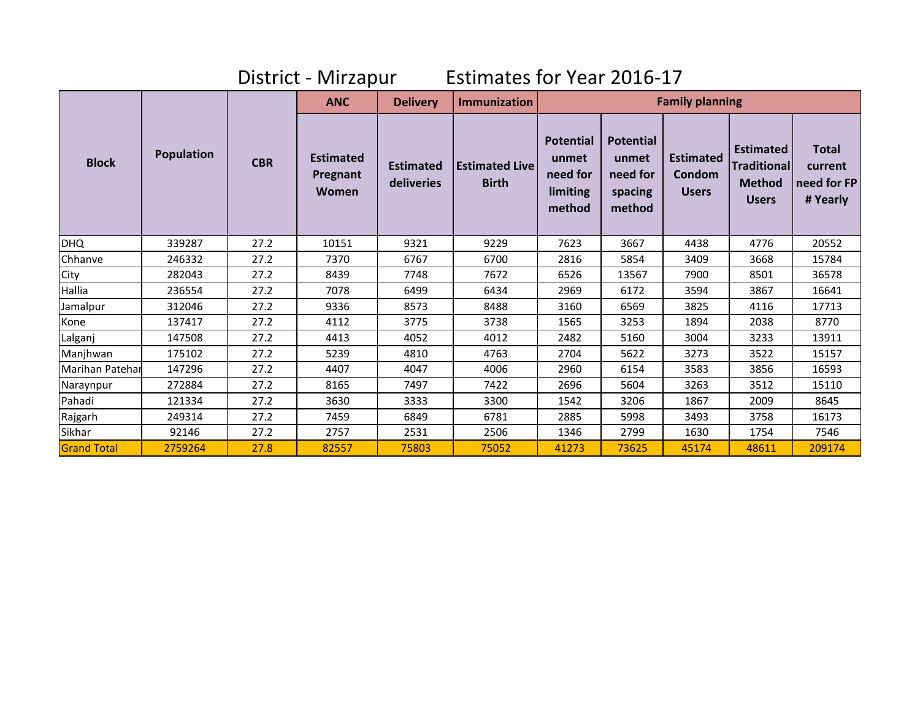## District - Mirzapur Estimates for Year 2016-17

| Block | Population | CBR | ANC | Delivery | Immunization | Family planning | | | | |
|---|---|---|---|---|---|---|---|---|---|---|
| | | | Estimated Pregnant Women | Estimated deliveries | Estimated Live Birth | Potential unmet need for limiting method | Potential unmet need for spacing method | Estimated Condom Users | Estimated Traditional Method Users | Total current need for FP # Yearly |
| DHQ | 339287 | 27.2 | 10151 | 9321 | 9229 | 7623 | 3667 | 4438 | 4776 | 20552 |
| Chhanve | 246332 | 27.2 | 7370 | 6767 | 6700 | 2816 | 5854 | 3409 | 3668 | 15784 |
| City | 282043 | 27.2 | 8439 | 7748 | 7672 | 6526 | 13567 | 7900 | 8501 | 36578 |
| Hallia | 236554 | 27.2 | 7078 | 6499 | 6434 | 2969 | 6172 | 3594 | 3867 | 16641 |
| Jamalpur | 312046 | 27.2 | 9336 | 8573 | 8488 | 3160 | 6569 | 3825 | 4116 | 17713 |
| Kone | 137417 | 27.2 | 4112 | 3775 | 3738 | 1565 | 3253 | 1894 | 2038 | 8770 |
| Lalganj | 147508 | 27.2 | 4413 | 4052 | 4012 | 2482 | 5160 | 3004 | 3233 | 13911 |
| Manjhwan | 175102 | 27.2 | 5239 | 4810 | 4763 | 2704 | 5622 | 3273 | 3522 | 15157 |
| Marihan Patehar | 147296 | 27.2 | 4407 | 4047 | 4006 | 2960 | 6154 | 3583 | 3856 | 16593 |
| Naraynpur | 272884 | 27.2 | 8165 | 7497 | 7422 | 2696 | 5604 | 3263 | 3512 | 15110 |
| Pahadi | 121334 | 27.2 | 3630 | 3333 | 3300 | 1542 | 3206 | 1867 | 2009 | 8645 |
| Rajgarh | 249314 | 27.2 | 7459 | 6849 | 6781 | 2885 | 5998 | 3493 | 3758 | 16173 |
| Sikhar | 92146 | 27.2 | 2757 | 2531 | 2506 | 1346 | 2799 | 1630 | 1754 | 7546 |
| Grand Total | 2759264 | 27.8 | 82557 | 75803 | 75052 | 41273 | 73625 | 45174 | 48611 | 209174 |